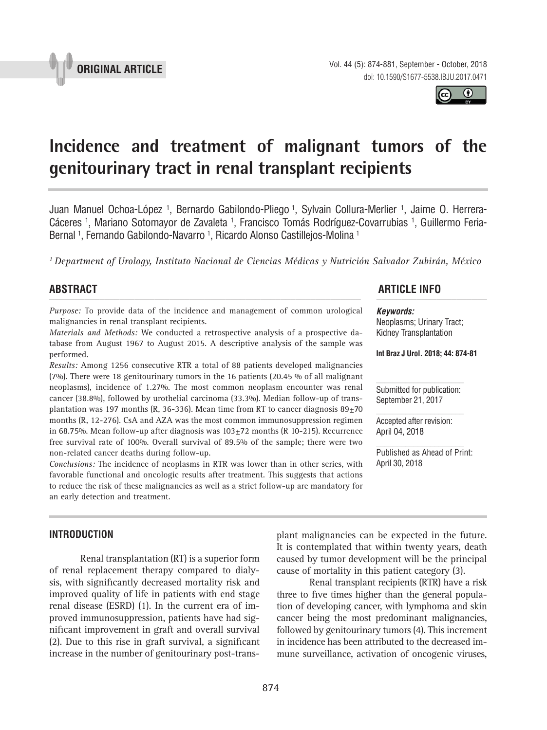ORIGINAL ARTICLE

doi: 10.1590/S1677-5538.IBJU.2017.0471

# Incidence and treatment of malignant tumors of the genitourinary tract in renal transplant recipients

Juan Manuel Ochoa-López [1], Bernardo Gabilondo-Pliego [1], Sylvain Collura-Merlier [1], Jaime O. Herrera-Cáceres [1], Mariano Sotomayor de Zavaleta [1], Francisco Tomás Rodríguez-Covarrubias [1], Guillermo Feria-Bernal [1], Fernando Gabilondo-Navarro [1], Ricardo Alonso Castillejos-Molina [1]

[1] *Department of Urology, Instituto Nacional de Ciencias Médicas y Nutrición Salvador Zubirán, México*

## ABSTRACT

*Purpose:* To provide data of the incidence and management of common urological malignancies in renal transplant recipients.

*Materials and Methods:* We conducted a retrospective analysis of a prospective database from August 1967 to August 2015. A descriptive analysis of the sample was performed.

*Results:* Among 1256 consecutive RTR a total of 88 patients developed malignancies (7%). There were 18 genitourinary tumors in the 16 patients (20.45 % of all malignant neoplasms), incidence of 1.27%. The most common neoplasm encounter was renal cancer (38.8%), followed by urothelial carcinoma (33.3%). Median follow-up of transplantation was 197 months (R, 36-336). Mean time from RT to cancer diagnosis 89±70 months (R, 12-276). CsA and AZA was the most common immunosuppression regimen in 68.75%. Mean follow-up after diagnosis was 103±72 months (R 10-215). Recurrence free survival rate of 100%. Overall survival of 89.5% of the sample; there were two non-related cancer deaths during follow-up.

*Conclusions:* The incidence of neoplasms in RTR was lower than in other series, with favorable functional and oncologic results after treatment. This suggests that actions to reduce the risk of these malignancies as well as a strict follow-up are mandatory for an early detection and treatment.

## ARTICLE INFO

***Keywords:***
Neoplasms; Urinary Tract; Kidney Transplantation

**Int Braz J Urol. 2018; 44: 874-81**

Submitted for publication:
September 21, 2017

Accepted after revision:
April 04, 2018

Published as Ahead of Print:
April 30, 2018

## INTRODUCTION

Renal transplantation (RT) is a superior form of renal replacement therapy compared to dialysis, with significantly decreased mortality risk and improved quality of life in patients with end stage renal disease (ESRD) (1). In the current era of improved immunosuppression, patients have had significant improvement in graft and overall survival (2). Due to this rise in graft survival, a significant increase in the number of genitourinary post-transplant malignancies can be expected in the future. It is contemplated that within twenty years, death caused by tumor development will be the principal cause of mortality in this patient category (3).

Renal transplant recipients (RTR) have a risk three to five times higher than the general population of developing cancer, with lymphoma and skin cancer being the most predominant malignancies, followed by genitourinary tumors (4). This increment in incidence has been attributed to the decreased immune surveillance, activation of oncogenic viruses,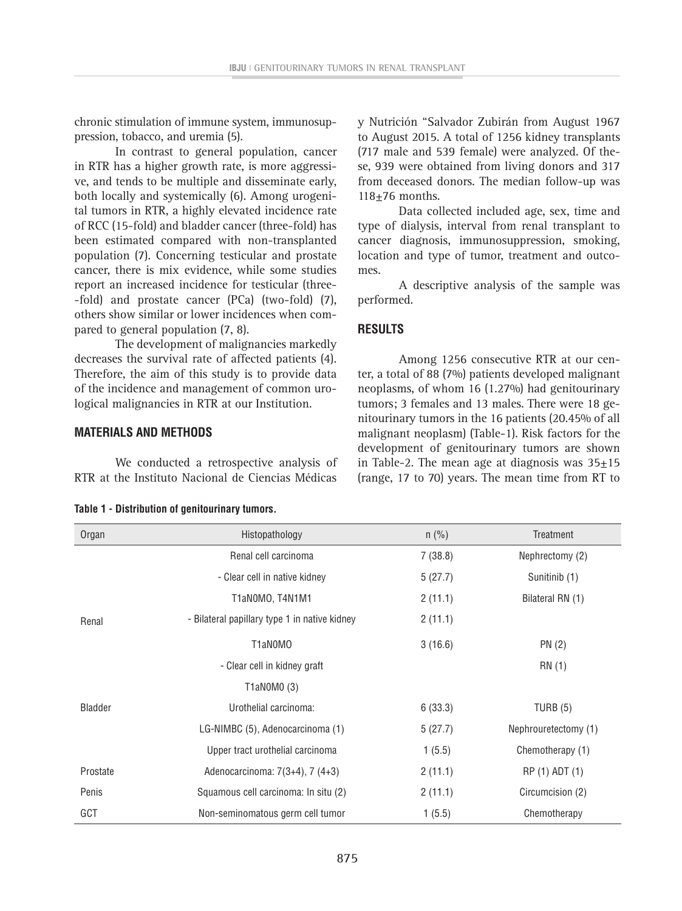chronic stimulation of immune system, immunosuppression, tobacco, and uremia (5).

In contrast to general population, cancer in RTR has a higher growth rate, is more aggressive, and tends to be multiple and disseminate early, both locally and systemically (6). Among urogenital tumors in RTR, a highly elevated incidence rate of RCC (15-fold) and bladder cancer (three-fold) has been estimated compared with non-transplanted population (7). Concerning testicular and prostate cancer, there is mix evidence, while some studies report an increased incidence for testicular (three-fold) and prostate cancer (PCa) (two-fold) (7), others show similar or lower incidences when compared to general population (7, 8).

The development of malignancies markedly decreases the survival rate of affected patients (4). Therefore, the aim of this study is to provide data of the incidence and management of common urological malignancies in RTR at our Institution.

## MATERIALS AND METHODS

We conducted a retrospective analysis of RTR at the Instituto Nacional de Ciencias Médicas y Nutrición "Salvador Zubirán from August 1967 to August 2015. A total of 1256 kidney transplants (717 male and 539 female) were analyzed. Of these, 939 were obtained from living donors and 317 from deceased donors. The median follow-up was 118±76 months.

Data collected included age, sex, time and type of dialysis, interval from renal transplant to cancer diagnosis, immunosuppression, smoking, location and type of tumor, treatment and outcomes.

A descriptive analysis of the sample was performed.

## RESULTS

Among 1256 consecutive RTR at our center, a total of 88 (7%) patients developed malignant neoplasms, of whom 16 (1.27%) had genitourinary tumors; 3 females and 13 males. There were 18 genitourinary tumors in the 16 patients (20.45% of all malignant neoplasm) (Table-1). Risk factors for the development of genitourinary tumors are shown in Table-2. The mean age at diagnosis was 35±15 (range, 17 to 70) years. The mean time from RT to

**Table 1 - Distribution of genitourinary tumors.**

| Organ | Histopathology | n (%) | Treatment |
|---|---|---|---|
| | Renal cell carcinoma | 7 (38.8) | Nephrectomy (2) |
| | - Clear cell in native kidney | 5 (27.7) | Sunitinib (1) |
| | T1aN0M0, T4N1M1 | 2 (11.1) | Bilateral RN (1) |
| Renal | - Bilateral papillary type 1 in native kidney | 2 (11.1) | |
| | T1aN0M0 | 3 (16.6) | PN (2) |
| | - Clear cell in kidney graft | | RN (1) |
| | T1aN0M0 (3) | | |
| Bladder | Urothelial carcinoma: | 6 (33.3) | TURB (5) |
| | LG-NIMBC (5), Adenocarcinoma (1) | 5 (27.7) | Nephrouretectomy (1) |
| | Upper tract urothelial carcinoma | 1 (5.5) | Chemotherapy (1) |
| Prostate | Adenocarcinoma: 7(3+4), 7 (4+3) | 2 (11.1) | RP (1) ADT (1) |
| Penis | Squamous cell carcinoma: In situ (2) | 2 (11.1) | Circumcision (2) |
| GCT | Non-seminomatous germ cell tumor | 1 (5.5) | Chemotherapy |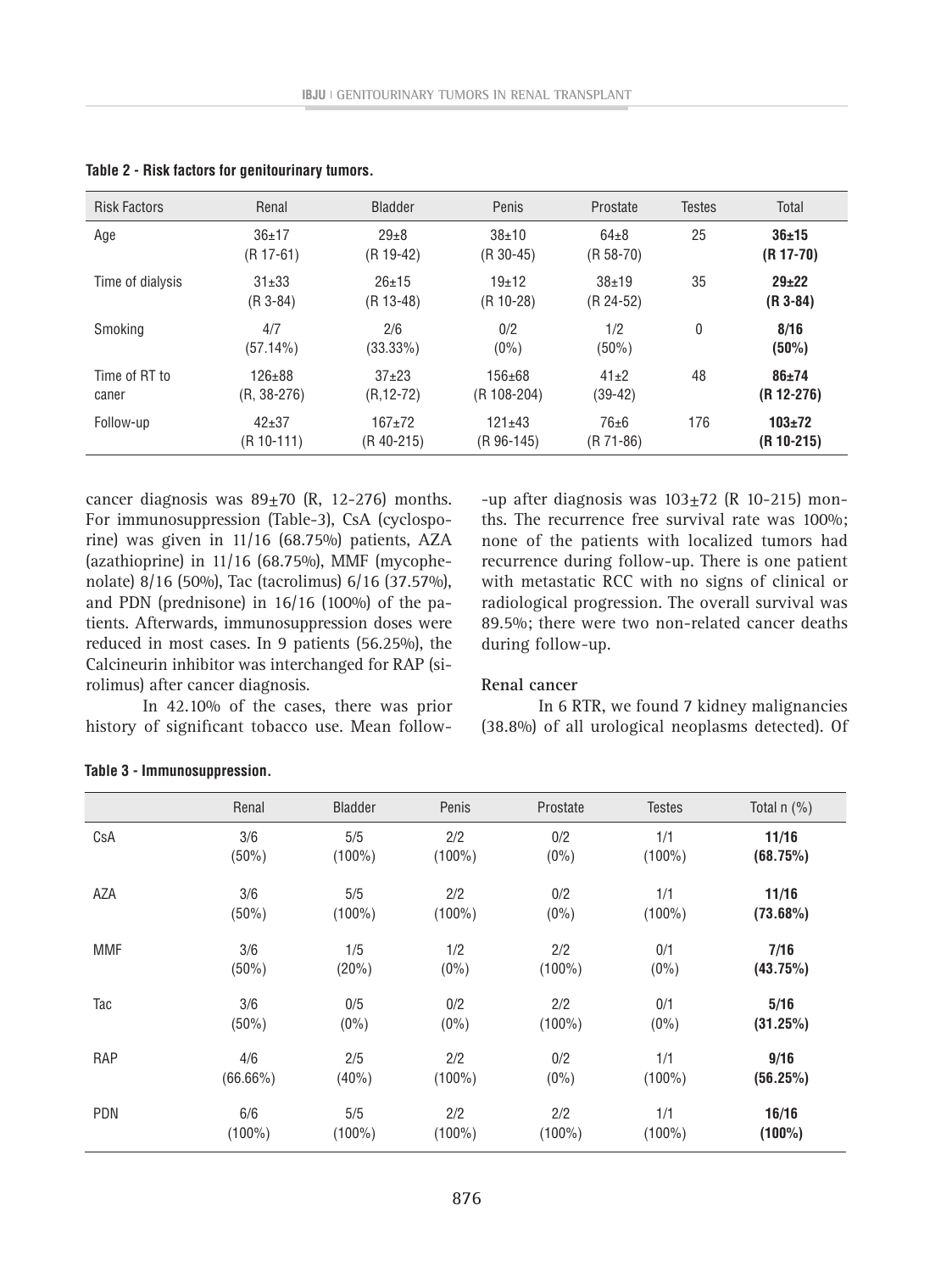**Table 2 - Risk factors for genitourinary tumors.**

| Risk Factors | Renal | Bladder | Penis | Prostate | Testes | Total |
|---|---|---|---|---|---|---|
| Age | 36±17 (R 17-61) | 29±8 (R 19-42) | 38±10 (R 30-45) | 64±8 (R 58-70) | 25 | **36±15 (R 17-70)** |
| Time of dialysis | 31±33 (R 3-84) | 26±15 (R 13-48) | 19±12 (R 10-28) | 38±19 (R 24-52) | 35 | **29±22 (R 3-84)** |
| Smoking | 4/7 (57.14%) | 2/6 (33.33%) | 0/2 (0%) | 1/2 (50%) | 0 | **8/16 (50%)** |
| Time of RT to caner | 126±88 (R, 38-276) | 37±23 (R,12-72) | 156±68 (R 108-204) | 41±2 (39-42) | 48 | **86±74 (R 12-276)** |
| Follow-up | 42±37 (R 10-111) | 167±72 (R 40-215) | 121±43 (R 96-145) | 76±6 (R 71-86) | 176 | **103±72 (R 10-215)** |

cancer diagnosis was 89±70 (R, 12-276) months. For immunosuppression (Table-3), CsA (cyclosporine) was given in 11/16 (68.75%) patients, AZA (azathioprine) in 11/16 (68.75%), MMF (mycophenolate) 8/16 (50%), Tac (tacrolimus) 6/16 (37.57%), and PDN (prednisone) in 16/16 (100%) of the patients. Afterwards, immunosuppression doses were reduced in most cases. In 9 patients (56.25%), the Calcineurin inhibitor was interchanged for RAP (sirolimus) after cancer diagnosis.

In 42.10% of the cases, there was prior history of significant tobacco use. Mean follow-up after diagnosis was 103±72 (R 10-215) months. The recurrence free survival rate was 100%; none of the patients with localized tumors had recurrence during follow-up. There is one patient with metastatic RCC with no signs of clinical or radiological progression. The overall survival was 89.5%; there were two non-related cancer deaths during follow-up.

### Renal cancer

In 6 RTR, we found 7 kidney malignancies (38.8%) of all urological neoplasms detected). Of

**Table 3 - Immunosuppression.**

| | Renal | Bladder | Penis | Prostate | Testes | Total n (%) |
|---|---|---|---|---|---|---|
| CsA | 3/6 (50%) | 5/5 (100%) | 2/2 (100%) | 0/2 (0%) | 1/1 (100%) | **11/16 (68.75%)** |
| AZA | 3/6 (50%) | 5/5 (100%) | 2/2 (100%) | 0/2 (0%) | 1/1 (100%) | **11/16 (73.68%)** |
| MMF | 3/6 (50%) | 1/5 (20%) | 1/2 (0%) | 2/2 (100%) | 0/1 (0%) | **7/16 (43.75%)** |
| Tac | 3/6 (50%) | 0/5 (0%) | 0/2 (0%) | 2/2 (100%) | 0/1 (0%) | **5/16 (31.25%)** |
| RAP | 4/6 (66.66%) | 2/5 (40%) | 2/2 (100%) | 0/2 (0%) | 1/1 (100%) | **9/16 (56.25%)** |
| PDN | 6/6 (100%) | 5/5 (100%) | 2/2 (100%) | 2/2 (100%) | 1/1 (100%) | **16/16 (100%)** |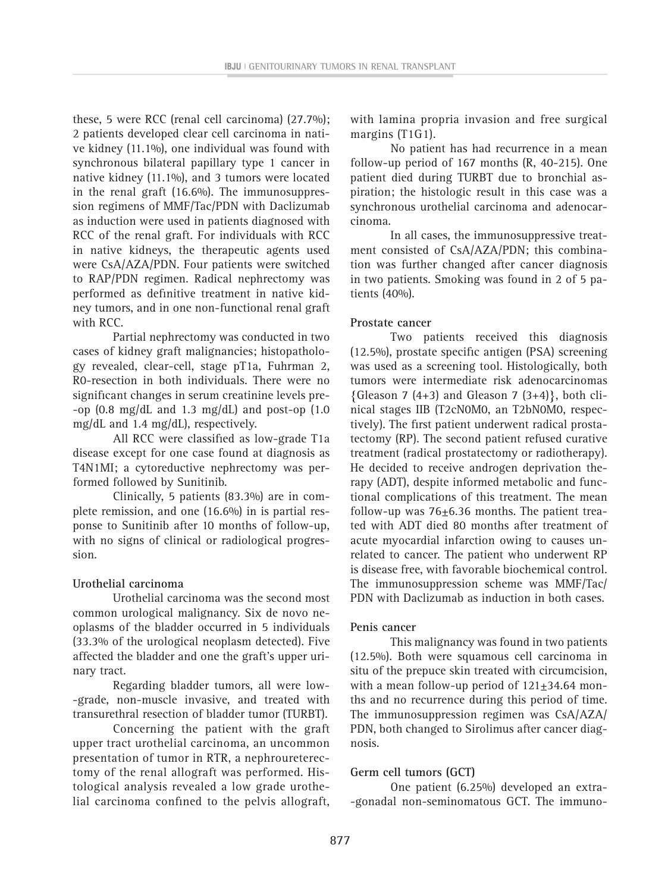these, 5 were RCC (renal cell carcinoma) (27.7%); 2 patients developed clear cell carcinoma in native kidney (11.1%), one individual was found with synchronous bilateral papillary type 1 cancer in native kidney (11.1%), and 3 tumors were located in the renal graft (16.6%). The immunosuppression regimens of MMF/Tac/PDN with Daclizumab as induction were used in patients diagnosed with RCC of the renal graft. For individuals with RCC in native kidneys, the therapeutic agents used were CsA/AZA/PDN. Four patients were switched to RAP/PDN regimen. Radical nephrectomy was performed as definitive treatment in native kidney tumors, and in one non-functional renal graft with RCC.

Partial nephrectomy was conducted in two cases of kidney graft malignancies; histopathology revealed, clear-cell, stage pT1a, Fuhrman 2, R0-resection in both individuals. There were no significant changes in serum creatinine levels pre-op (0.8 mg/dL and 1.3 mg/dL) and post-op (1.0 mg/dL and 1.4 mg/dL), respectively.

All RCC were classified as low-grade T1a disease except for one case found at diagnosis as T4N1MI; a cytoreductive nephrectomy was performed followed by Sunitinib.

Clinically, 5 patients (83.3%) are in complete remission, and one (16.6%) in is partial response to Sunitinib after 10 months of follow-up, with no signs of clinical or radiological progression.

**Urothelial carcinoma**

Urothelial carcinoma was the second most common urological malignancy. Six de novo neoplasms of the bladder occurred in 5 individuals (33.3% of the urological neoplasm detected). Five affected the bladder and one the graft's upper urinary tract.

Regarding bladder tumors, all were low-grade, non-muscle invasive, and treated with transurethral resection of bladder tumor (TURBT).

Concerning the patient with the graft upper tract urothelial carcinoma, an uncommon presentation of tumor in RTR, a nephroureterectomy of the renal allograft was performed. Histological analysis revealed a low grade urothelial carcinoma confined to the pelvis allograft, with lamina propria invasion and free surgical margins (T1G1).

No patient has had recurrence in a mean follow-up period of 167 months (R, 40-215). One patient died during TURBT due to bronchial aspiration; the histologic result in this case was a synchronous urothelial carcinoma and adenocarcinoma.

In all cases, the immunosuppressive treatment consisted of CsA/AZA/PDN; this combination was further changed after cancer diagnosis in two patients. Smoking was found in 2 of 5 patients (40%).

**Prostate cancer**

Two patients received this diagnosis (12.5%), prostate specific antigen (PSA) screening was used as a screening tool. Histologically, both tumors were intermediate risk adenocarcinomas {Gleason 7 (4+3) and Gleason 7 (3+4)}, both clinical stages IIB (T2cN0M0, an T2bN0M0, respectively). The first patient underwent radical prostatectomy (RP). The second patient refused curative treatment (radical prostatectomy or radiotherapy). He decided to receive androgen deprivation therapy (ADT), despite informed metabolic and functional complications of this treatment. The mean follow-up was $76 \pm 6.36$ months. The patient treated with ADT died 80 months after treatment of acute myocardial infarction owing to causes unrelated to cancer. The patient who underwent RP is disease free, with favorable biochemical control. The immunosuppression scheme was MMF/Tac/PDN with Daclizumab as induction in both cases.

**Penis cancer**

This malignancy was found in two patients (12.5%). Both were squamous cell carcinoma in situ of the prepuce skin treated with circumcision, with a mean follow-up period of $121 \pm 34.64$ months and no recurrence during this period of time. The immunosuppression regimen was CsA/AZA/PDN, both changed to Sirolimus after cancer diagnosis.

**Germ cell tumors (GCT)**

One patient (6.25%) developed an extra-gonadal non-seminomatous GCT. The immuno-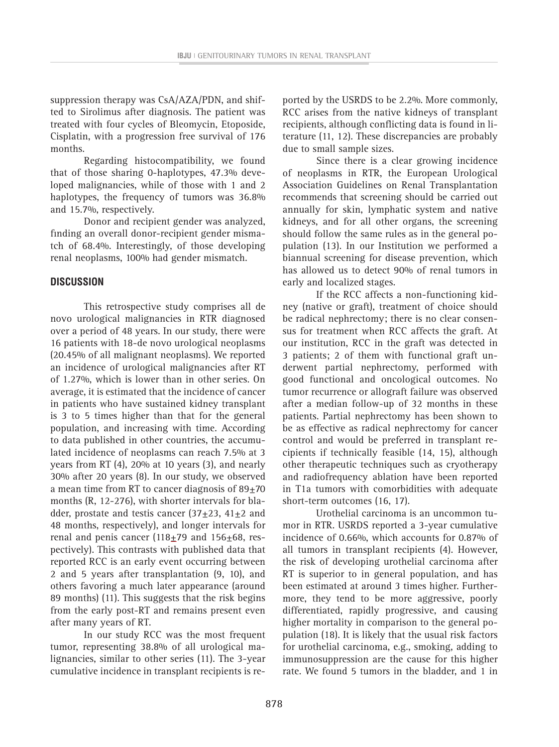suppression therapy was CsA/AZA/PDN, and shifted to Sirolimus after diagnosis. The patient was treated with four cycles of Bleomycin, Etoposide, Cisplatin, with a progression free survival of 176 months.

Regarding histocompatibility, we found that of those sharing 0-haplotypes, 47.3% developed malignancies, while of those with 1 and 2 haplotypes, the frequency of tumors was 36.8% and 15.7%, respectively.

Donor and recipient gender was analyzed, finding an overall donor-recipient gender mismatch of 68.4%. Interestingly, of those developing renal neoplasms, 100% had gender mismatch.

## DISCUSSION

This retrospective study comprises all de novo urological malignancies in RTR diagnosed over a period of 48 years. In our study, there were 16 patients with 18-de novo urological neoplasms (20.45% of all malignant neoplasms). We reported an incidence of urological malignancies after RT of 1.27%, which is lower than in other series. On average, it is estimated that the incidence of cancer in patients who have sustained kidney transplant is 3 to 5 times higher than that for the general population, and increasing with time. According to data published in other countries, the accumulated incidence of neoplasms can reach 7.5% at 3 years from RT (4), 20% at 10 years (3), and nearly 30% after 20 years (8). In our study, we observed a mean time from RT to cancer diagnosis of 89±70 months (R, 12-276), with shorter intervals for bladder, prostate and testis cancer (37±23, 41±2 and 48 months, respectively), and longer intervals for renal and penis cancer (118±79 and 156±68, respectively). This contrasts with published data that reported RCC is an early event occurring between 2 and 5 years after transplantation (9, 10), and others favoring a much later appearance (around 89 months) (11). This suggests that the risk begins from the early post-RT and remains present even after many years of RT.

In our study RCC was the most frequent tumor, representing 38.8% of all urological malignancies, similar to other series (11). The 3-year cumulative incidence in transplant recipients is reported by the USRDS to be 2.2%. More commonly, RCC arises from the native kidneys of transplant recipients, although conflicting data is found in literature (11, 12). These discrepancies are probably due to small sample sizes.

Since there is a clear growing incidence of neoplasms in RTR, the European Urological Association Guidelines on Renal Transplantation recommends that screening should be carried out annually for skin, lymphatic system and native kidneys, and for all other organs, the screening should follow the same rules as in the general population (13). In our Institution we performed a biannual screening for disease prevention, which has allowed us to detect 90% of renal tumors in early and localized stages.

If the RCC affects a non-functioning kidney (native or graft), treatment of choice should be radical nephrectomy; there is no clear consensus for treatment when RCC affects the graft. At our institution, RCC in the graft was detected in 3 patients; 2 of them with functional graft underwent partial nephrectomy, performed with good functional and oncological outcomes. No tumor recurrence or allograft failure was observed after a median follow-up of 32 months in these patients. Partial nephrectomy has been shown to be as effective as radical nephrectomy for cancer control and would be preferred in transplant recipients if technically feasible (14, 15), although other therapeutic techniques such as cryotherapy and radiofrequency ablation have been reported in T1a tumors with comorbidities with adequate short-term outcomes (16, 17).

Urothelial carcinoma is an uncommon tumor in RTR. USRDS reported a 3-year cumulative incidence of 0.66%, which accounts for 0.87% of all tumors in transplant recipients (4). However, the risk of developing urothelial carcinoma after RT is superior to in general population, and has been estimated at around 3 times higher. Furthermore, they tend to be more aggressive, poorly differentiated, rapidly progressive, and causing higher mortality in comparison to the general population (18). It is likely that the usual risk factors for urothelial carcinoma, e.g., smoking, adding to immunosuppression are the cause for this higher rate. We found 5 tumors in the bladder, and 1 in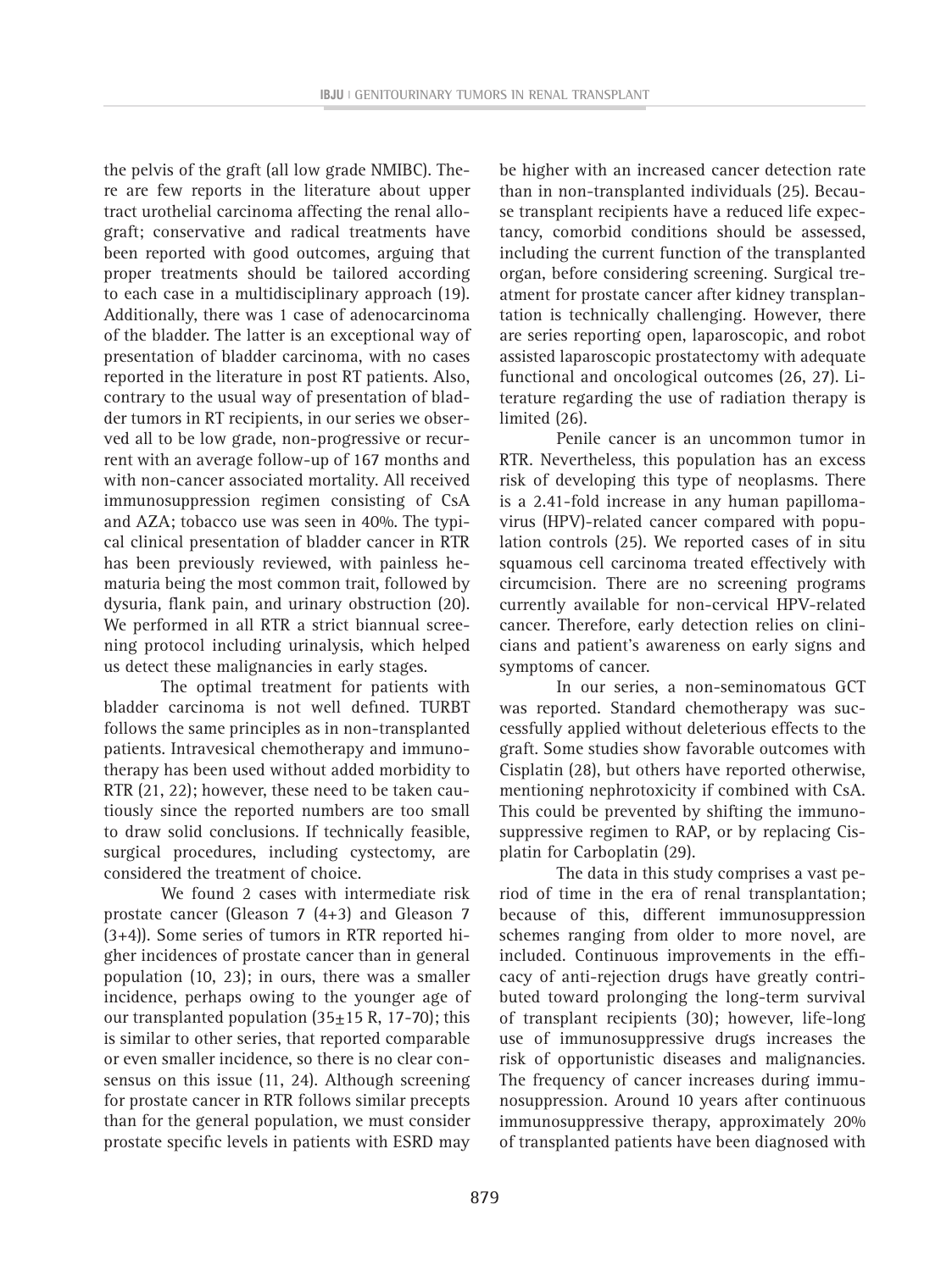the pelvis of the graft (all low grade NMIBC). There are few reports in the literature about upper tract urothelial carcinoma affecting the renal allograft; conservative and radical treatments have been reported with good outcomes, arguing that proper treatments should be tailored according to each case in a multidisciplinary approach (19). Additionally, there was 1 case of adenocarcinoma of the bladder. The latter is an exceptional way of presentation of bladder carcinoma, with no cases reported in the literature in post RT patients. Also, contrary to the usual way of presentation of bladder tumors in RT recipients, in our series we observed all to be low grade, non-progressive or recurrent with an average follow-up of 167 months and with non-cancer associated mortality. All received immunosuppression regimen consisting of CsA and AZA; tobacco use was seen in 40%. The typical clinical presentation of bladder cancer in RTR has been previously reviewed, with painless hematuria being the most common trait, followed by dysuria, flank pain, and urinary obstruction (20). We performed in all RTR a strict biannual screening protocol including urinalysis, which helped us detect these malignancies in early stages.

The optimal treatment for patients with bladder carcinoma is not well defined. TURBT follows the same principles as in non-transplanted patients. Intravesical chemotherapy and immunotherapy has been used without added morbidity to RTR (21, 22); however, these need to be taken cautiously since the reported numbers are too small to draw solid conclusions. If technically feasible, surgical procedures, including cystectomy, are considered the treatment of choice.

We found 2 cases with intermediate risk prostate cancer (Gleason 7 (4+3) and Gleason 7 (3+4)). Some series of tumors in RTR reported higher incidences of prostate cancer than in general population (10, 23); in ours, there was a smaller incidence, perhaps owing to the younger age of our transplanted population (35±15 R, 17-70); this is similar to other series, that reported comparable or even smaller incidence, so there is no clear consensus on this issue (11, 24). Although screening for prostate cancer in RTR follows similar precepts than for the general population, we must consider prostate specific levels in patients with ESRD may be higher with an increased cancer detection rate than in non-transplanted individuals (25). Because transplant recipients have a reduced life expectancy, comorbid conditions should be assessed, including the current function of the transplanted organ, before considering screening. Surgical treatment for prostate cancer after kidney transplantation is technically challenging. However, there are series reporting open, laparoscopic, and robot assisted laparoscopic prostatectomy with adequate functional and oncological outcomes (26, 27). Literature regarding the use of radiation therapy is limited (26).

Penile cancer is an uncommon tumor in RTR. Nevertheless, this population has an excess risk of developing this type of neoplasms. There is a 2.41-fold increase in any human papillomavirus (HPV)-related cancer compared with population controls (25). We reported cases of in situ squamous cell carcinoma treated effectively with circumcision. There are no screening programs currently available for non-cervical HPV-related cancer. Therefore, early detection relies on clinicians and patient's awareness on early signs and symptoms of cancer.

In our series, a non-seminomatous GCT was reported. Standard chemotherapy was successfully applied without deleterious effects to the graft. Some studies show favorable outcomes with Cisplatin (28), but others have reported otherwise, mentioning nephrotoxicity if combined with CsA. This could be prevented by shifting the immunosuppressive regimen to RAP, or by replacing Cisplatin for Carboplatin (29).

The data in this study comprises a vast period of time in the era of renal transplantation; because of this, different immunosuppression schemes ranging from older to more novel, are included. Continuous improvements in the efficacy of anti-rejection drugs have greatly contributed toward prolonging the long-term survival of transplant recipients (30); however, life-long use of immunosuppressive drugs increases the risk of opportunistic diseases and malignancies. The frequency of cancer increases during immunosuppression. Around 10 years after continuous immunosuppressive therapy, approximately 20% of transplanted patients have been diagnosed with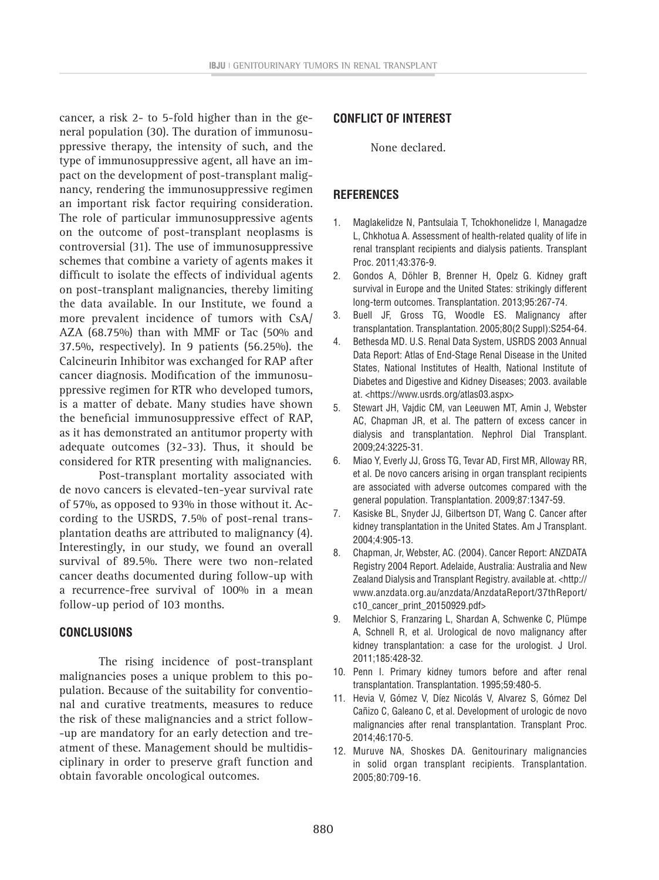cancer, a risk 2- to 5-fold higher than in the general population (30). The duration of immunosuppressive therapy, the intensity of such, and the type of immunosuppressive agent, all have an impact on the development of post-transplant malignancy, rendering the immunosuppressive regimen an important risk factor requiring consideration. The role of particular immunosuppressive agents on the outcome of post-transplant neoplasms is controversial (31). The use of immunosuppressive schemes that combine a variety of agents makes it difficult to isolate the effects of individual agents on post-transplant malignancies, thereby limiting the data available. In our Institute, we found a more prevalent incidence of tumors with CsA/AZA (68.75%) than with MMF or Tac (50% and 37.5%, respectively). In 9 patients (56.25%). the Calcineurin Inhibitor was exchanged for RAP after cancer diagnosis. Modification of the immunosuppressive regimen for RTR who developed tumors, is a matter of debate. Many studies have shown the beneficial immunosuppressive effect of RAP, as it has demonstrated an antitumor property with adequate outcomes (32-33). Thus, it should be considered for RTR presenting with malignancies.

Post-transplant mortality associated with de novo cancers is elevated-ten-year survival rate of 57%, as opposed to 93% in those without it. According to the USRDS, 7.5% of post-renal transplantation deaths are attributed to malignancy (4). Interestingly, in our study, we found an overall survival of 89.5%. There were two non-related cancer deaths documented during follow-up with a recurrence-free survival of 100% in a mean follow-up period of 103 months.

## CONCLUSIONS

The rising incidence of post-transplant malignancies poses a unique problem to this population. Because of the suitability for conventional and curative treatments, measures to reduce the risk of these malignancies and a strict follow-up are mandatory for an early detection and treatment of these. Management should be multidisciplinary in order to preserve graft function and obtain favorable oncological outcomes.

## CONFLICT OF INTEREST

None declared.

## REFERENCES

1. Maglakelidze N, Pantsulaia T, Tchokhonelidze I, Managadze L, Chkhotua A. Assessment of health-related quality of life in renal transplant recipients and dialysis patients. Transplant Proc. 2011;43:376-9.
2. Gondos A, Döhler B, Brenner H, Opelz G. Kidney graft survival in Europe and the United States: strikingly different long-term outcomes. Transplantation. 2013;95:267-74.
3. Buell JF, Gross TG, Woodle ES. Malignancy after transplantation. Transplantation. 2005;80(2 Suppl):S254-64.
4. Bethesda MD. U.S. Renal Data System, USRDS 2003 Annual Data Report: Atlas of End-Stage Renal Disease in the United States, National Institutes of Health, National Institute of Diabetes and Digestive and Kidney Diseases; 2003. available at. <https://www.usrds.org/atlas03.aspx>
5. Stewart JH, Vajdic CM, van Leeuwen MT, Amin J, Webster AC, Chapman JR, et al. The pattern of excess cancer in dialysis and transplantation. Nephrol Dial Transplant. 2009;24:3225-31.
6. Miao Y, Everly JJ, Gross TG, Tevar AD, First MR, Alloway RR, et al. De novo cancers arising in organ transplant recipients are associated with adverse outcomes compared with the general population. Transplantation. 2009;87:1347-59.
7. Kasiske BL, Snyder JJ, Gilbertson DT, Wang C. Cancer after kidney transplantation in the United States. Am J Transplant. 2004;4:905-13.
8. Chapman, Jr, Webster, AC. (2004). Cancer Report: ANZDATA Registry 2004 Report. Adelaide, Australia: Australia and New Zealand Dialysis and Transplant Registry. available at. <http://www.anzdata.org.au/anzdata/AnzdataReport/37thReport/c10_cancer_print_20150929.pdf>
9. Melchior S, Franzaring L, Shardan A, Schwenke C, Plümpe A, Schnell R, et al. Urological de novo malignancy after kidney transplantation: a case for the urologist. J Urol. 2011;185:428-32.
10. Penn I. Primary kidney tumors before and after renal transplantation. Transplantation. 1995;59:480-5.
11. Hevia V, Gómez V, Díez Nicolás V, Alvarez S, Gómez Del Cañizo C, Galeano C, et al. Development of urologic de novo malignancies after renal transplantation. Transplant Proc. 2014;46:170-5.
12. Muruve NA, Shoskes DA. Genitourinary malignancies in solid organ transplant recipients. Transplantation. 2005;80:709-16.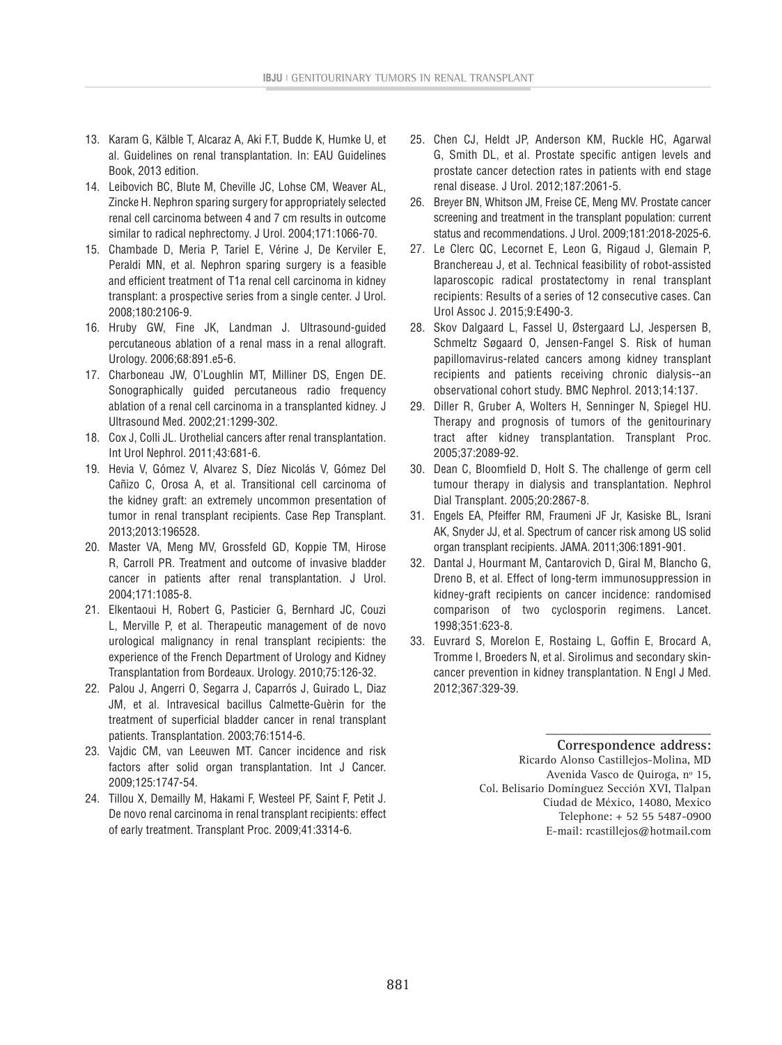13. Karam G, Kälble T, Alcaraz A, Aki F.T, Budde K, Humke U, et al. Guidelines on renal transplantation. In: EAU Guidelines Book, 2013 edition.
14. Leibovich BC, Blute M, Cheville JC, Lohse CM, Weaver AL, Zincke H. Nephron sparing surgery for appropriately selected renal cell carcinoma between 4 and 7 cm results in outcome similar to radical nephrectomy. J Urol. 2004;171:1066-70.
15. Chambade D, Meria P, Tariel E, Vérine J, De Kerviler E, Peraldi MN, et al. Nephron sparing surgery is a feasible and efficient treatment of T1a renal cell carcinoma in kidney transplant: a prospective series from a single center. J Urol. 2008;180:2106-9.
16. Hruby GW, Fine JK, Landman J. Ultrasound-guided percutaneous ablation of a renal mass in a renal allograft. Urology. 2006;68:891.e5-6.
17. Charboneau JW, O'Loughlin MT, Milliner DS, Engen DE. Sonographically guided percutaneous radio frequency ablation of a renal cell carcinoma in a transplanted kidney. J Ultrasound Med. 2002;21:1299-302.
18. Cox J, Colli JL. Urothelial cancers after renal transplantation. Int Urol Nephrol. 2011;43:681-6.
19. Hevia V, Gómez V, Alvarez S, Díez Nicolás V, Gómez Del Cañizo C, Orosa A, et al. Transitional cell carcinoma of the kidney graft: an extremely uncommon presentation of tumor in renal transplant recipients. Case Rep Transplant. 2013;2013:196528.
20. Master VA, Meng MV, Grossfeld GD, Koppie TM, Hirose R, Carroll PR. Treatment and outcome of invasive bladder cancer in patients after renal transplantation. J Urol. 2004;171:1085-8.
21. Elkentaoui H, Robert G, Pasticier G, Bernhard JC, Couzi L, Merville P, et al. Therapeutic management of de novo urological malignancy in renal transplant recipients: the experience of the French Department of Urology and Kidney Transplantation from Bordeaux. Urology. 2010;75:126-32.
22. Palou J, Angerri O, Segarra J, Caparrós J, Guirado L, Diaz JM, et al. Intravesical bacillus Calmette-Guèrin for the treatment of superficial bladder cancer in renal transplant patients. Transplantation. 2003;76:1514-6.
23. Vajdic CM, van Leeuwen MT. Cancer incidence and risk factors after solid organ transplantation. Int J Cancer. 2009;125:1747-54.
24. Tillou X, Demailly M, Hakami F, Westeel PF, Saint F, Petit J. De novo renal carcinoma in renal transplant recipients: effect of early treatment. Transplant Proc. 2009;41:3314-6.
25. Chen CJ, Heldt JP, Anderson KM, Ruckle HC, Agarwal G, Smith DL, et al. Prostate specific antigen levels and prostate cancer detection rates in patients with end stage renal disease. J Urol. 2012;187:2061-5.
26. Breyer BN, Whitson JM, Freise CE, Meng MV. Prostate cancer screening and treatment in the transplant population: current status and recommendations. J Urol. 2009;181:2018-2025-6.
27. Le Clerc QC, Lecornet E, Leon G, Rigaud J, Glemain P, Branchereau J, et al. Technical feasibility of robot-assisted laparoscopic radical prostatectomy in renal transplant recipients: Results of a series of 12 consecutive cases. Can Urol Assoc J. 2015;9:E490-3.
28. Skov Dalgaard L, Fassel U, Østergaard LJ, Jespersen B, Schmeltz Søgaard O, Jensen-Fangel S. Risk of human papillomavirus-related cancers among kidney transplant recipients and patients receiving chronic dialysis--an observational cohort study. BMC Nephrol. 2013;14:137.
29. Diller R, Gruber A, Wolters H, Senninger N, Spiegel HU. Therapy and prognosis of tumors of the genitourinary tract after kidney transplantation. Transplant Proc. 2005;37:2089-92.
30. Dean C, Bloomfield D, Holt S. The challenge of germ cell tumour therapy in dialysis and transplantation. Nephrol Dial Transplant. 2005;20:2867-8.
31. Engels EA, Pfeiffer RM, Fraumeni JF Jr, Kasiske BL, Israni AK, Snyder JJ, et al. Spectrum of cancer risk among US solid organ transplant recipients. JAMA. 2011;306:1891-901.
32. Dantal J, Hourmant M, Cantarovich D, Giral M, Blancho G, Dreno B, et al. Effect of long-term immunosuppression in kidney-graft recipients on cancer incidence: randomised comparison of two cyclosporin regimens. Lancet. 1998;351:623-8.
33. Euvrard S, Morelon E, Rostaing L, Goffin E, Brocard A, Tromme I, Broeders N, et al. Sirolimus and secondary skin-cancer prevention in kidney transplantation. N Engl J Med. 2012;367:329-39.

**Correspondence address:**
Ricardo Alonso Castillejos-Molina, MD
Avenida Vasco de Quiroga, nº 15,
Col. Belisario Domínguez Sección XVI, Tlalpan
Ciudad de México, 14080, Mexico
Telephone: + 52 55 5487-0900
E-mail: rcastillejos@hotmail.com